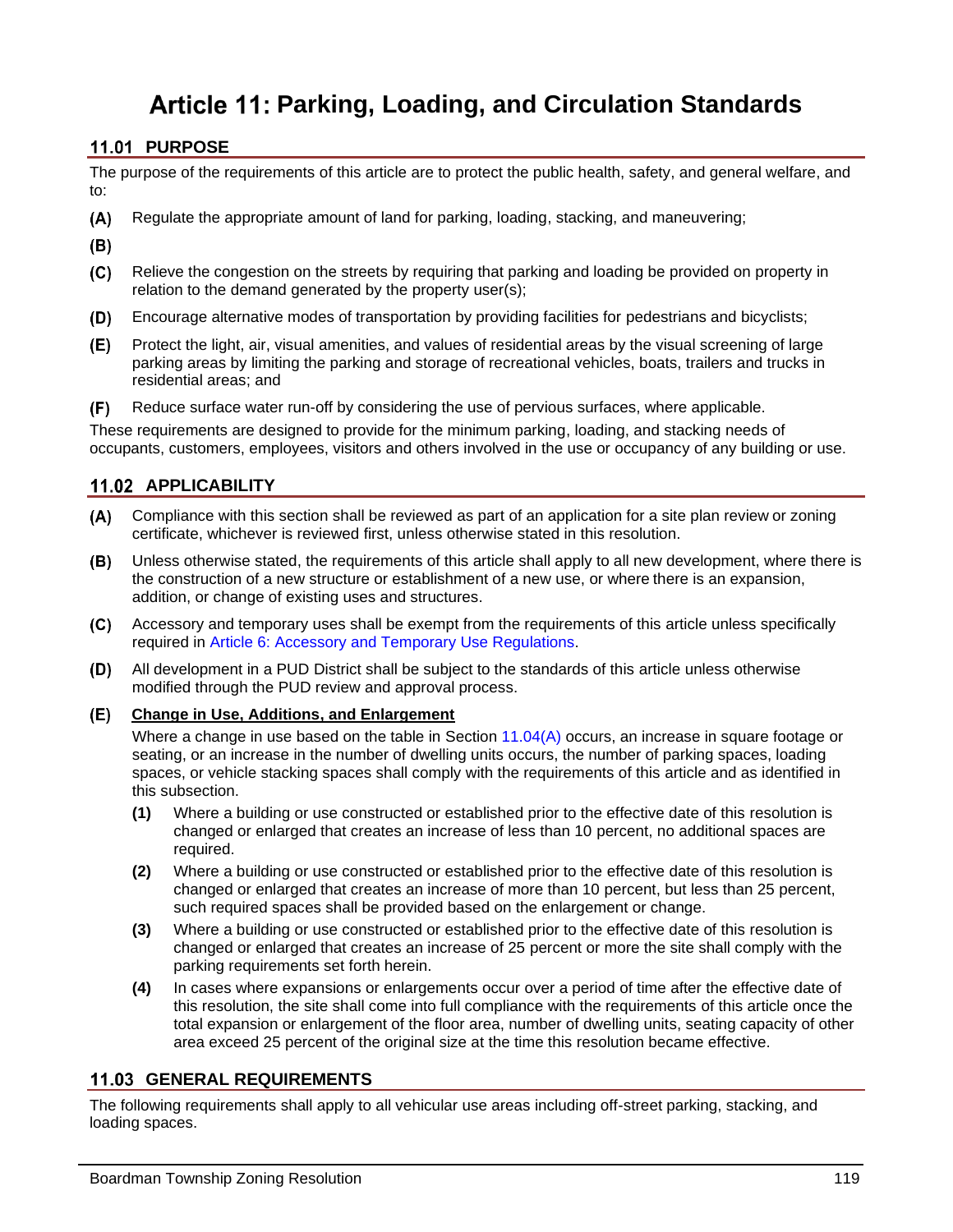# Article 11: Parking, Loading, and Circulation Standards

## 11.01 PURPOSE

The purpose of the requirements of this article are to protect the public health, safety, and general welfare, and to:

**(A)** Regulate the appropriate amount of land for parking, loading, stacking, and maneuvering;

**(B)**

**(C)** Relieve the congestion on the streets by requiring that parking and loading be provided on property in relation to the demand generated by the property user(s);

**(D)** Encourage alternative modes of transportation by providing facilities for pedestrians and bicyclists;

**(E)** Protect the light, air, visual amenities, and values of residential areas by the visual screening of large parking areas by limiting the parking and storage of recreational vehicles, boats, trailers and trucks in residential areas; and

**(F)** Reduce surface water run-off by considering the use of pervious surfaces, where applicable.

These requirements are designed to provide for the minimum parking, loading, and stacking needs of occupants, customers, employees, visitors and others involved in the use or occupancy of any building or use.

## 11.02 APPLICABILITY

**(A)** Compliance with this section shall be reviewed as part of an application for a site plan review or zoning certificate, whichever is reviewed first, unless otherwise stated in this resolution.

**(B)** Unless otherwise stated, the requirements of this article shall apply to all new development, where there is the construction of a new structure or establishment of a new use, or where there is an expansion, addition, or change of existing uses and structures.

**(C)** Accessory and temporary uses shall be exempt from the requirements of this article unless specifically required in Article 6: Accessory and Temporary Use Regulations.

**(D)** All development in a PUD District shall be subject to the standards of this article unless otherwise modified through the PUD review and approval process.

**(E)** <u>**Change in Use, Additions, and Enlargement**</u>

Where a change in use based on the table in Section 11.04(A) occurs, an increase in square footage or seating, or an increase in the number of dwelling units occurs, the number of parking spaces, loading spaces, or vehicle stacking spaces shall comply with the requirements of this article and as identified in this subsection.

- **(1)** Where a building or use constructed or established prior to the effective date of this resolution is changed or enlarged that creates an increase of less than 10 percent, no additional spaces are required.
- **(2)** Where a building or use constructed or established prior to the effective date of this resolution is changed or enlarged that creates an increase of more than 10 percent, but less than 25 percent, such required spaces shall be provided based on the enlargement or change.
- **(3)** Where a building or use constructed or established prior to the effective date of this resolution is changed or enlarged that creates an increase of 25 percent or more the site shall comply with the parking requirements set forth herein.
- **(4)** In cases where expansions or enlargements occur over a period of time after the effective date of this resolution, the site shall come into full compliance with the requirements of this article once the total expansion or enlargement of the floor area, number of dwelling units, seating capacity of other area exceed 25 percent of the original size at the time this resolution became effective.

## 11.03 GENERAL REQUIREMENTS

The following requirements shall apply to all vehicular use areas including off-street parking, stacking, and loading spaces.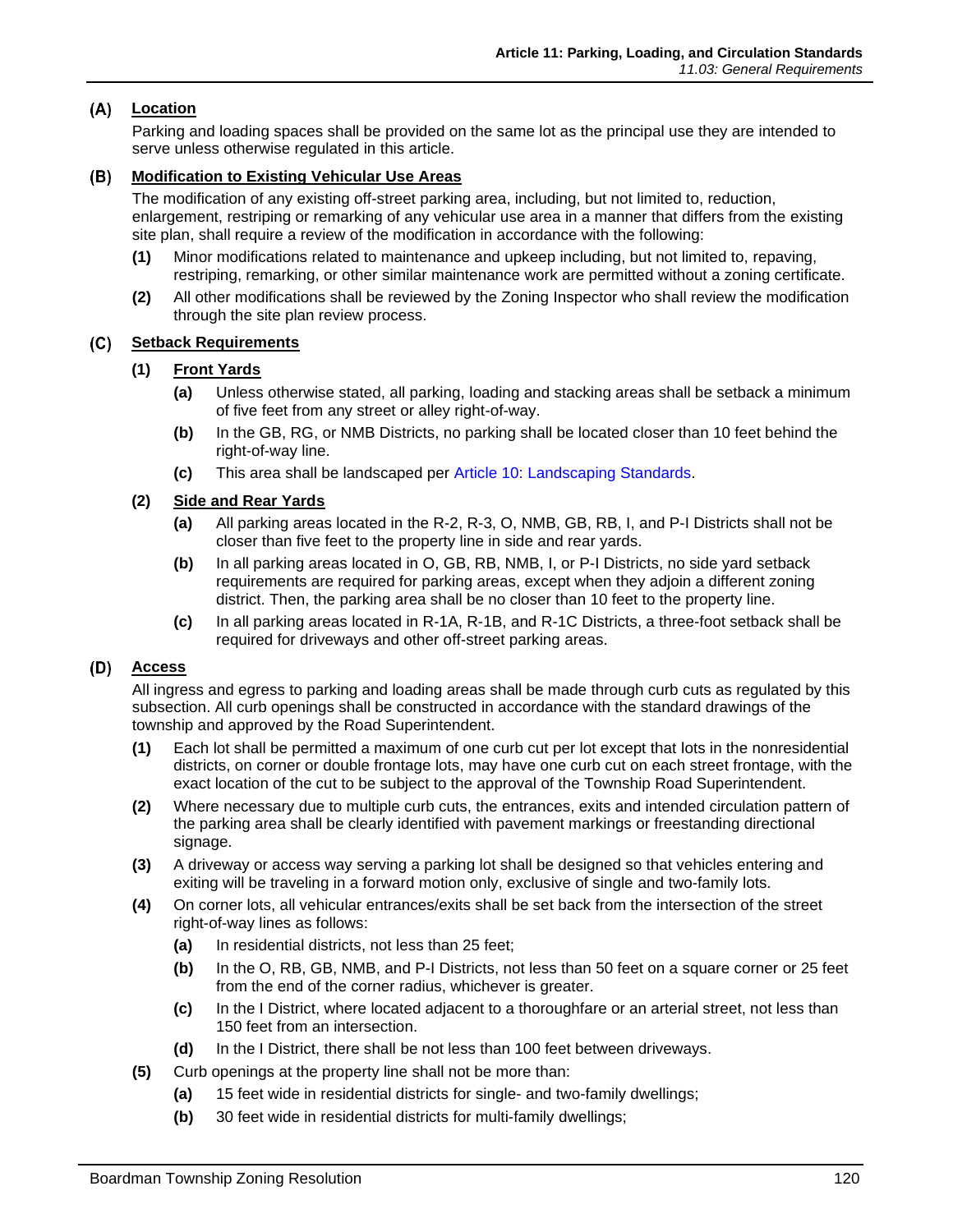### (A) Location

Parking and loading spaces shall be provided on the same lot as the principal use they are intended to serve unless otherwise regulated in this article.

### (B) Modification to Existing Vehicular Use Areas

The modification of any existing off-street parking area, including, but not limited to, reduction, enlargement, restriping or remarking of any vehicular use area in a manner that differs from the existing site plan, shall require a review of the modification in accordance with the following:

- **(1)** Minor modifications related to maintenance and upkeep including, but not limited to, repaving, restriping, remarking, or other similar maintenance work are permitted without a zoning certificate.
- **(2)** All other modifications shall be reviewed by the Zoning Inspector who shall review the modification through the site plan review process.

### (C) Setback Requirements

#### (1) Front Yards

- **(a)** Unless otherwise stated, all parking, loading and stacking areas shall be setback a minimum of five feet from any street or alley right-of-way.
- **(b)** In the GB, RG, or NMB Districts, no parking shall be located closer than 10 feet behind the right-of-way line.
- **(c)** This area shall be landscaped per Article 10: Landscaping Standards.

#### (2) Side and Rear Yards

- **(a)** All parking areas located in the R-2, R-3, O, NMB, GB, RB, I, and P-I Districts shall not be closer than five feet to the property line in side and rear yards.
- **(b)** In all parking areas located in O, GB, RB, NMB, I, or P-I Districts, no side yard setback requirements are required for parking areas, except when they adjoin a different zoning district. Then, the parking area shall be no closer than 10 feet to the property line.
- **(c)** In all parking areas located in R-1A, R-1B, and R-1C Districts, a three-foot setback shall be required for driveways and other off-street parking areas.

### (D) Access

All ingress and egress to parking and loading areas shall be made through curb cuts as regulated by this subsection. All curb openings shall be constructed in accordance with the standard drawings of the township and approved by the Road Superintendent.

- **(1)** Each lot shall be permitted a maximum of one curb cut per lot except that lots in the nonresidential districts, on corner or double frontage lots, may have one curb cut on each street frontage, with the exact location of the cut to be subject to the approval of the Township Road Superintendent.
- **(2)** Where necessary due to multiple curb cuts, the entrances, exits and intended circulation pattern of the parking area shall be clearly identified with pavement markings or freestanding directional signage.
- **(3)** A driveway or access way serving a parking lot shall be designed so that vehicles entering and exiting will be traveling in a forward motion only, exclusive of single and two-family lots.
- **(4)** On corner lots, all vehicular entrances/exits shall be set back from the intersection of the street right-of-way lines as follows:
  - **(a)** In residential districts, not less than 25 feet;
  - **(b)** In the O, RB, GB, NMB, and P-I Districts, not less than 50 feet on a square corner or 25 feet from the end of the corner radius, whichever is greater.
  - **(c)** In the I District, where located adjacent to a thoroughfare or an arterial street, not less than 150 feet from an intersection.
  - **(d)** In the I District, there shall be not less than 100 feet between driveways.
- **(5)** Curb openings at the property line shall not be more than:
  - **(a)** 15 feet wide in residential districts for single- and two-family dwellings;
  - **(b)** 30 feet wide in residential districts for multi-family dwellings;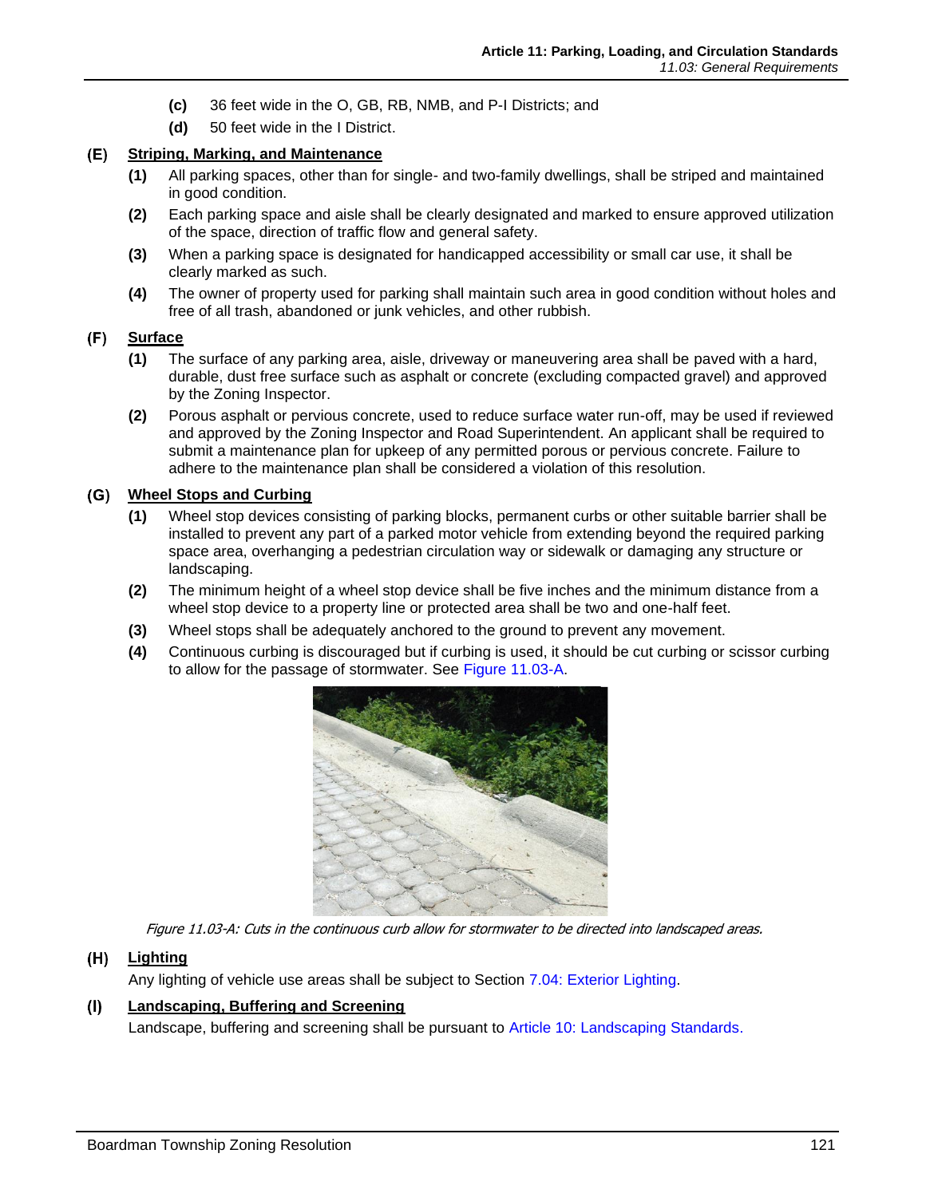(c) 36 feet wide in the O, GB, RB, NMB, and P-I Districts; and

(d) 50 feet wide in the I District.

### (E) Striping, Marking, and Maintenance

(1) All parking spaces, other than for single- and two-family dwellings, shall be striped and maintained in good condition.

(2) Each parking space and aisle shall be clearly designated and marked to ensure approved utilization of the space, direction of traffic flow and general safety.

(3) When a parking space is designated for handicapped accessibility or small car use, it shall be clearly marked as such.

(4) The owner of property used for parking shall maintain such area in good condition without holes and free of all trash, abandoned or junk vehicles, and other rubbish.

### (F) Surface

(1) The surface of any parking area, aisle, driveway or maneuvering area shall be paved with a hard, durable, dust free surface such as asphalt or concrete (excluding compacted gravel) and approved by the Zoning Inspector.

(2) Porous asphalt or pervious concrete, used to reduce surface water run-off, may be used if reviewed and approved by the Zoning Inspector and Road Superintendent. An applicant shall be required to submit a maintenance plan for upkeep of any permitted porous or pervious concrete. Failure to adhere to the maintenance plan shall be considered a violation of this resolution.

### (G) Wheel Stops and Curbing

(1) Wheel stop devices consisting of parking blocks, permanent curbs or other suitable barrier shall be installed to prevent any part of a parked motor vehicle from extending beyond the required parking space area, overhanging a pedestrian circulation way or sidewalk or damaging any structure or landscaping.

(2) The minimum height of a wheel stop device shall be five inches and the minimum distance from a wheel stop device to a property line or protected area shall be two and one-half feet.

(3) Wheel stops shall be adequately anchored to the ground to prevent any movement.

(4) Continuous curbing is discouraged but if curbing is used, it should be cut curbing or scissor curbing to allow for the passage of stormwater. See Figure 11.03-A.

*Figure 11.03-A: Cuts in the continuous curb allow for stormwater to be directed into landscaped areas.*

### (H) Lighting

Any lighting of vehicle use areas shall be subject to Section 7.04: Exterior Lighting.

### (I) Landscaping, Buffering and Screening

Landscape, buffering and screening shall be pursuant to Article 10: Landscaping Standards.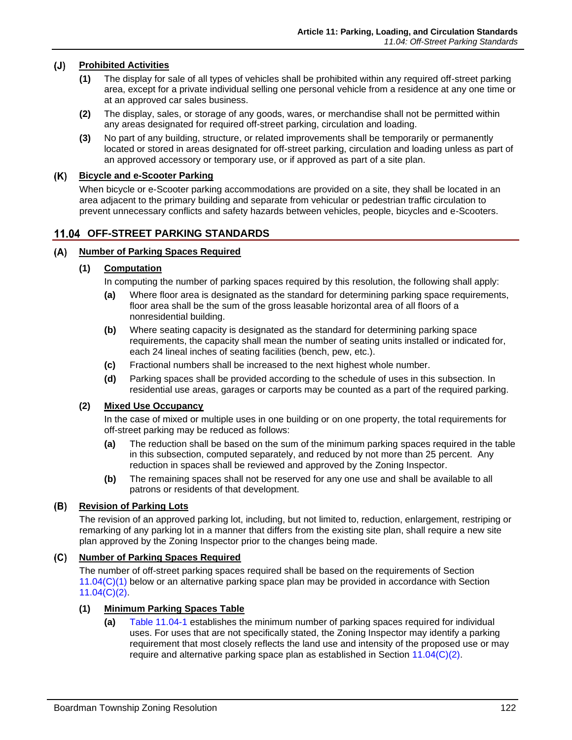### (J) Prohibited Activities

**(1)** The display for sale of all types of vehicles shall be prohibited within any required off-street parking area, except for a private individual selling one personal vehicle from a residence at any one time or at an approved car sales business.

**(2)** The display, sales, or storage of any goods, wares, or merchandise shall not be permitted within any areas designated for required off-street parking, circulation and loading.

**(3)** No part of any building, structure, or related improvements shall be temporarily or permanently located or stored in areas designated for off-street parking, circulation and loading unless as part of an approved accessory or temporary use, or if approved as part of a site plan.

### (K) Bicycle and e-Scooter Parking

When bicycle or e-Scooter parking accommodations are provided on a site, they shall be located in an area adjacent to the primary building and separate from vehicular or pedestrian traffic circulation to prevent unnecessary conflicts and safety hazards between vehicles, people, bicycles and e-Scooters.

## 11.04 OFF-STREET PARKING STANDARDS

### (A) Number of Parking Spaces Required

#### (1) Computation

In computing the number of parking spaces required by this resolution, the following shall apply:

**(a)** Where floor area is designated as the standard for determining parking space requirements, floor area shall be the sum of the gross leasable horizontal area of all floors of a nonresidential building.

**(b)** Where seating capacity is designated as the standard for determining parking space requirements, the capacity shall mean the number of seating units installed or indicated for, each 24 lineal inches of seating facilities (bench, pew, etc.).

**(c)** Fractional numbers shall be increased to the next highest whole number.

**(d)** Parking spaces shall be provided according to the schedule of uses in this subsection. In residential use areas, garages or carports may be counted as a part of the required parking.

#### (2) Mixed Use Occupancy

In the case of mixed or multiple uses in one building or on one property, the total requirements for off-street parking may be reduced as follows:

**(a)** The reduction shall be based on the sum of the minimum parking spaces required in the table in this subsection, computed separately, and reduced by not more than 25 percent. Any reduction in spaces shall be reviewed and approved by the Zoning Inspector.

**(b)** The remaining spaces shall not be reserved for any one use and shall be available to all patrons or residents of that development.

### (B) Revision of Parking Lots

The revision of an approved parking lot, including, but not limited to, reduction, enlargement, restriping or remarking of any parking lot in a manner that differs from the existing site plan, shall require a new site plan approved by the Zoning Inspector prior to the changes being made.

### (C) Number of Parking Spaces Required

The number of off-street parking spaces required shall be based on the requirements of Section 11.04(C)(1) below or an alternative parking space plan may be provided in accordance with Section 11.04(C)(2).

#### (1) Minimum Parking Spaces Table

**(a)** Table 11.04-1 establishes the minimum number of parking spaces required for individual uses. For uses that are not specifically stated, the Zoning Inspector may identify a parking requirement that most closely reflects the land use and intensity of the proposed use or may require and alternative parking space plan as established in Section 11.04(C)(2).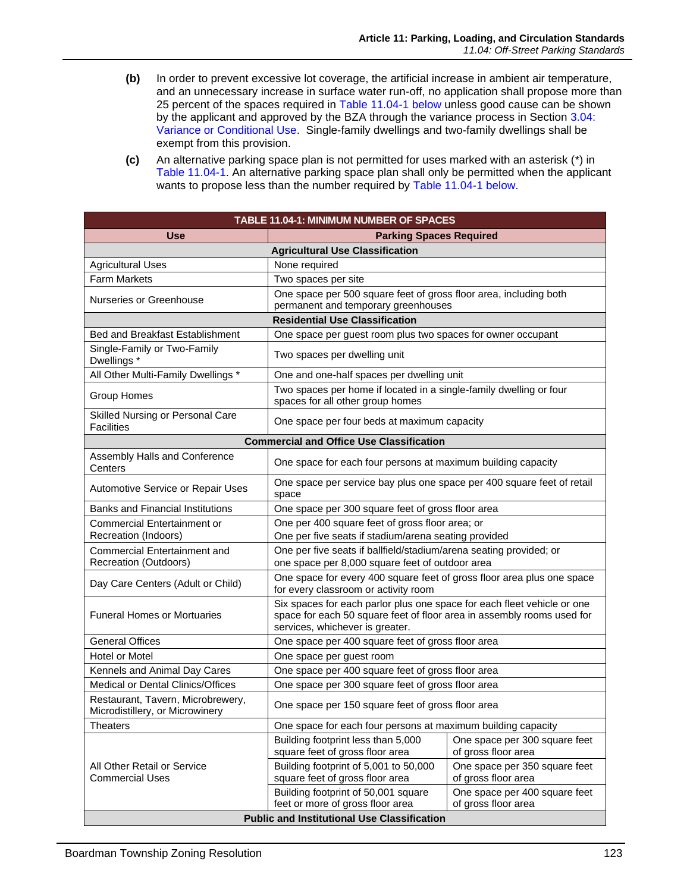**(b)** In order to prevent excessive lot coverage, the artificial increase in ambient air temperature, and an unnecessary increase in surface water run-off, no application shall propose more than 25 percent of the spaces required in Table 11.04-1 below unless good cause can be shown by the applicant and approved by the BZA through the variance process in Section 3.04: Variance or Conditional Use. Single-family dwellings and two-family dwellings shall be exempt from this provision.

**(c)** An alternative parking space plan is not permitted for uses marked with an asterisk (*) in Table 11.04-1. An alternative parking space plan shall only be permitted when the applicant wants to propose less than the number required by Table 11.04-1 below.

| TABLE 11.04-1: MINIMUM NUMBER OF SPACES | | |
|---|---|---|
| **Use** | **Parking Spaces Required** | |
| **Agricultural Use Classification** | | |
| Agricultural Uses | None required | |
| Farm Markets | Two spaces per site | |
| Nurseries or Greenhouse | One space per 500 square feet of gross floor area, including both permanent and temporary greenhouses | |
| **Residential Use Classification** | | |
| Bed and Breakfast Establishment | One space per guest room plus two spaces for owner occupant | |
| Single-Family or Two-Family Dwellings * | Two spaces per dwelling unit | |
| All Other Multi-Family Dwellings * | One and one-half spaces per dwelling unit | |
| Group Homes | Two spaces per home if located in a single-family dwelling or four spaces for all other group homes | |
| Skilled Nursing or Personal Care Facilities | One space per four beds at maximum capacity | |
| **Commercial and Office Use Classification** | | |
| Assembly Halls and Conference Centers | One space for each four persons at maximum building capacity | |
| Automotive Service or Repair Uses | One space per service bay plus one space per 400 square feet of retail space | |
| Banks and Financial Institutions | One space per 300 square feet of gross floor area | |
| Commercial Entertainment or Recreation (Indoors) | One per 400 square feet of gross floor area; or One per five seats if stadium/arena seating provided | |
| Commercial Entertainment and Recreation (Outdoors) | One per five seats if ballfield/stadium/arena seating provided; or one space per 8,000 square feet of outdoor area | |
| Day Care Centers (Adult or Child) | One space for every 400 square feet of gross floor area plus one space for every classroom or activity room | |
| Funeral Homes or Mortuaries | Six spaces for each parlor plus one space for each fleet vehicle or one space for each 50 square feet of floor area in assembly rooms used for services, whichever is greater. | |
| General Offices | One space per 400 square feet of gross floor area | |
| Hotel or Motel | One space per guest room | |
| Kennels and Animal Day Cares | One space per 400 square feet of gross floor area | |
| Medical or Dental Clinics/Offices | One space per 300 square feet of gross floor area | |
| Restaurant, Tavern, Microbrewery, Microdistillery, or Microwinery | One space per 150 square feet of gross floor area | |
| Theaters | One space for each four persons at maximum building capacity | |
| All Other Retail or Service Commercial Uses | Building footprint less than 5,000 square feet of gross floor area | One space per 300 square feet of gross floor area |
| | Building footprint of 5,001 to 50,000 square feet of gross floor area | One space per 350 square feet of gross floor area |
| | Building footprint of 50,001 square feet or more of gross floor area | One space per 400 square feet of gross floor area |
| **Public and Institutional Use Classification** | | |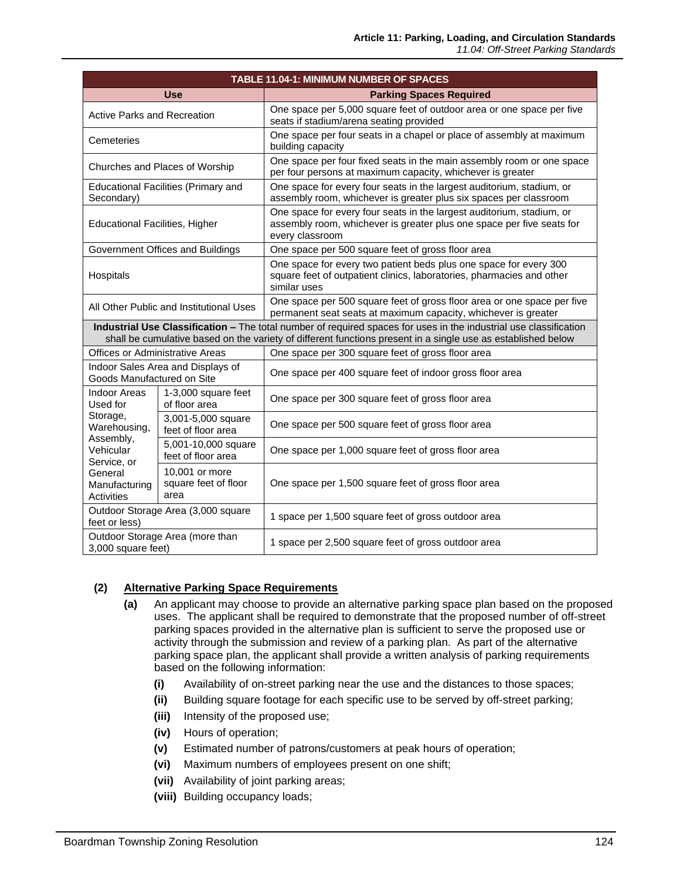| TABLE 11.04-1: MINIMUM NUMBER OF SPACES | | |
|---|---|---|
| **Use** | | **Parking Spaces Required** |
| Active Parks and Recreation | | One space per 5,000 square feet of outdoor area or one space per five seats if stadium/arena seating provided |
| Cemeteries | | One space per four seats in a chapel or place of assembly at maximum building capacity |
| Churches and Places of Worship | | One space per four fixed seats in the main assembly room or one space per four persons at maximum capacity, whichever is greater |
| Educational Facilities (Primary and Secondary) | | One space for every four seats in the largest auditorium, stadium, or assembly room, whichever is greater plus six spaces per classroom |
| Educational Facilities, Higher | | One space for every four seats in the largest auditorium, stadium, or assembly room, whichever is greater plus one space per five seats for every classroom |
| Government Offices and Buildings | | One space per 500 square feet of gross floor area |
| Hospitals | | One space for every two patient beds plus one space for every 300 square feet of outpatient clinics, laboratories, pharmacies and other similar uses |
| All Other Public and Institutional Uses | | One space per 500 square feet of gross floor area or one space per five permanent seat seats at maximum capacity, whichever is greater |
| **Industrial Use Classification –** The total number of required spaces for uses in the industrial use classification shall be cumulative based on the variety of different functions present in a single use as established below | | |
| Offices or Administrative Areas | | One space per 300 square feet of gross floor area |
| Indoor Sales Area and Displays of Goods Manufactured on Site | | One space per 400 square feet of indoor gross floor area |
| Indoor Areas Used for Storage, Warehousing, Assembly, Vehicular Service, or General Manufacturing Activities | 1-3,000 square feet of floor area | One space per 300 square feet of gross floor area |
| | 3,001-5,000 square feet of floor area | One space per 500 square feet of gross floor area |
| | 5,001-10,000 square feet of floor area | One space per 1,000 square feet of gross floor area |
| | 10,001 or more square feet of floor area | One space per 1,500 square feet of gross floor area |
| Outdoor Storage Area (3,000 square feet or less) | | 1 space per 1,500 square feet of gross outdoor area |
| Outdoor Storage Area (more than 3,000 square feet) | | 1 space per 2,500 square feet of gross outdoor area |

**(2) Alternative Parking Space Requirements**

**(a)** An applicant may choose to provide an alternative parking space plan based on the proposed uses. The applicant shall be required to demonstrate that the proposed number of off-street parking spaces provided in the alternative plan is sufficient to serve the proposed use or activity through the submission and review of a parking plan. As part of the alternative parking space plan, the applicant shall provide a written analysis of parking requirements based on the following information:

- **(i)** Availability of on-street parking near the use and the distances to those spaces;
- **(ii)** Building square footage for each specific use to be served by off-street parking;
- **(iii)** Intensity of the proposed use;
- **(iv)** Hours of operation;
- **(v)** Estimated number of patrons/customers at peak hours of operation;
- **(vi)** Maximum numbers of employees present on one shift;
- **(vii)** Availability of joint parking areas;
- **(viii)** Building occupancy loads;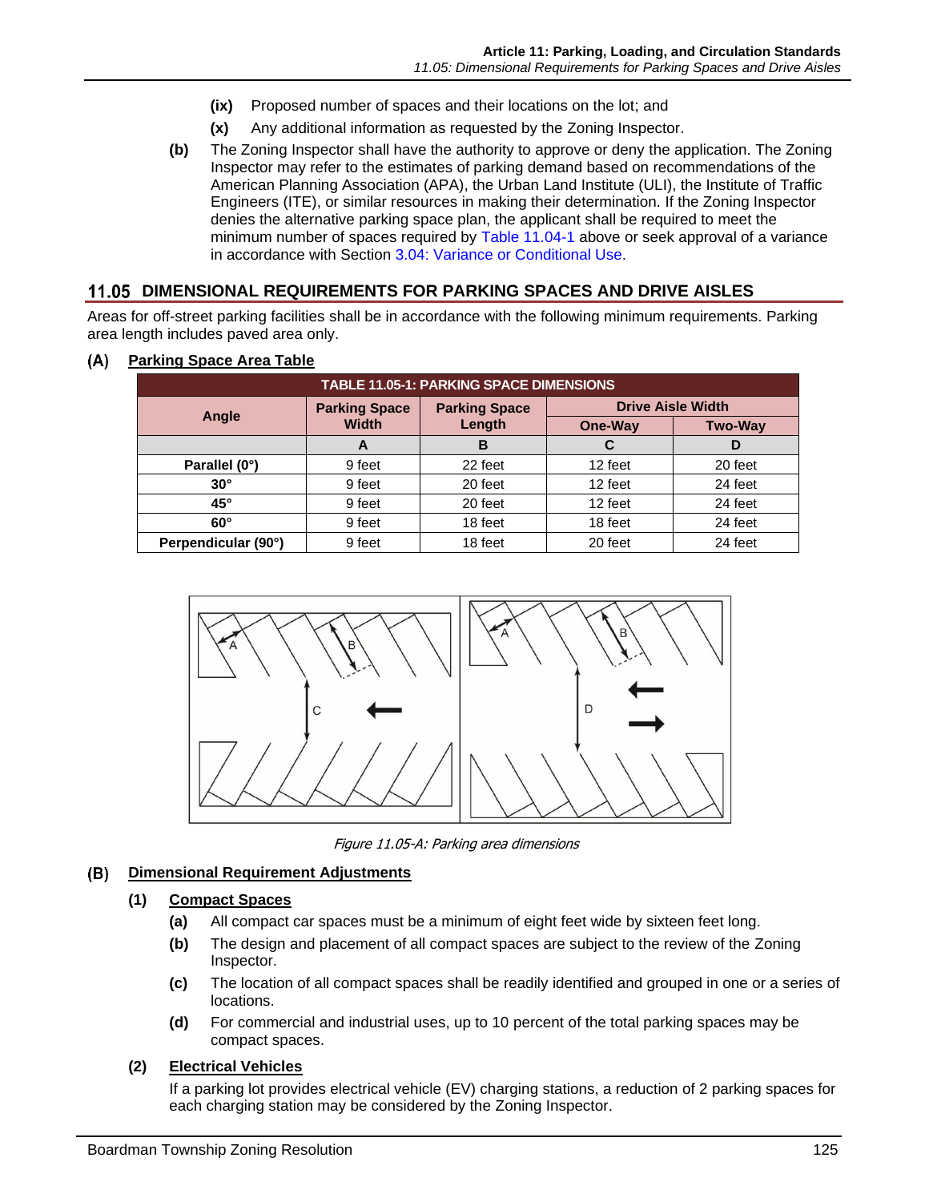(ix) Proposed number of spaces and their locations on the lot; and

(x) Any additional information as requested by the Zoning Inspector.

**(b)** The Zoning Inspector shall have the authority to approve or deny the application. The Zoning Inspector may refer to the estimates of parking demand based on recommendations of the American Planning Association (APA), the Urban Land Institute (ULI), the Institute of Traffic Engineers (ITE), or similar resources in making their determination. If the Zoning Inspector denies the alternative parking space plan, the applicant shall be required to meet the minimum number of spaces required by Table 11.04-1 above or seek approval of a variance in accordance with Section 3.04: Variance or Conditional Use.

## 11.05 DIMENSIONAL REQUIREMENTS FOR PARKING SPACES AND DRIVE AISLES

Areas for off-street parking facilities shall be in accordance with the following minimum requirements. Parking area length includes paved area only.

### (A) Parking Space Area Table

**TABLE 11.05-1: PARKING SPACE DIMENSIONS**

| Angle | Parking Space Width | Parking Space Length | Drive Aisle Width | |
|---|---|---|---|---|
| | | | One-Way | Two-Way |
| | A | B | C | D |
| Parallel (0°) | 9 feet | 22 feet | 12 feet | 20 feet |
| 30° | 9 feet | 20 feet | 12 feet | 24 feet |
| 45° | 9 feet | 20 feet | 12 feet | 24 feet |
| 60° | 9 feet | 18 feet | 18 feet | 24 feet |
| Perpendicular (90°) | 9 feet | 18 feet | 20 feet | 24 feet |

*Figure 11.05-A: Parking area dimensions*

### (B) Dimensional Requirement Adjustments

#### (1) Compact Spaces

**(a)** All compact car spaces must be a minimum of eight feet wide by sixteen feet long.

**(b)** The design and placement of all compact spaces are subject to the review of the Zoning Inspector.

**(c)** The location of all compact spaces shall be readily identified and grouped in one or a series of locations.

**(d)** For commercial and industrial uses, up to 10 percent of the total parking spaces may be compact spaces.

#### (2) Electrical Vehicles

If a parking lot provides electrical vehicle (EV) charging stations, a reduction of 2 parking spaces for each charging station may be considered by the Zoning Inspector.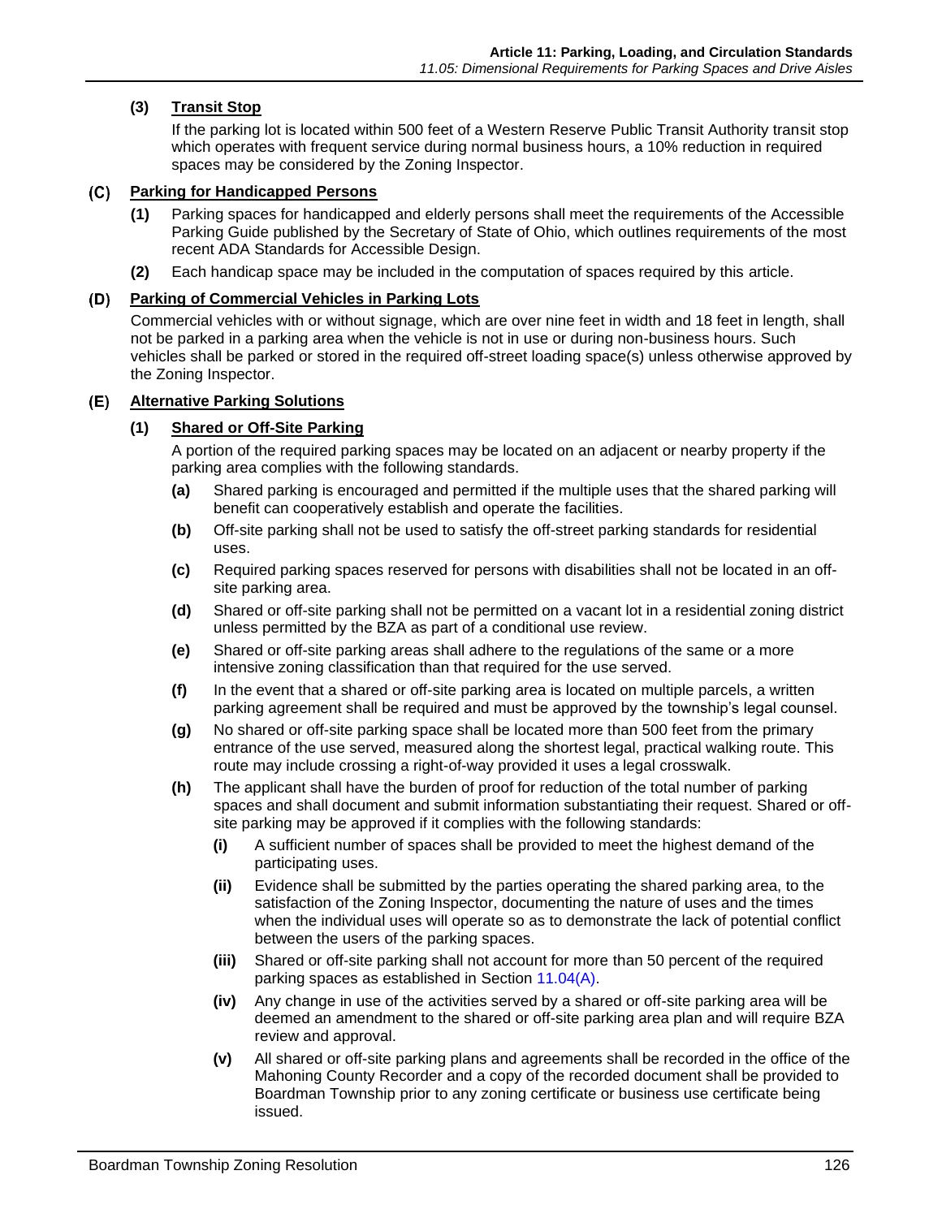**(3) Transit Stop**

If the parking lot is located within 500 feet of a Western Reserve Public Transit Authority transit stop which operates with frequent service during normal business hours, a 10% reduction in required spaces may be considered by the Zoning Inspector.

### (C) Parking for Handicapped Persons

**(1)** Parking spaces for handicapped and elderly persons shall meet the requirements of the Accessible Parking Guide published by the Secretary of State of Ohio, which outlines requirements of the most recent ADA Standards for Accessible Design.

**(2)** Each handicap space may be included in the computation of spaces required by this article.

### (D) Parking of Commercial Vehicles in Parking Lots

Commercial vehicles with or without signage, which are over nine feet in width and 18 feet in length, shall not be parked in a parking area when the vehicle is not in use or during non-business hours. Such vehicles shall be parked or stored in the required off-street loading space(s) unless otherwise approved by the Zoning Inspector.

### (E) Alternative Parking Solutions

**(1) Shared or Off-Site Parking**

A portion of the required parking spaces may be located on an adjacent or nearby property if the parking area complies with the following standards.

**(a)** Shared parking is encouraged and permitted if the multiple uses that the shared parking will benefit can cooperatively establish and operate the facilities.

**(b)** Off-site parking shall not be used to satisfy the off-street parking standards for residential uses.

**(c)** Required parking spaces reserved for persons with disabilities shall not be located in an off-site parking area.

**(d)** Shared or off-site parking shall not be permitted on a vacant lot in a residential zoning district unless permitted by the BZA as part of a conditional use review.

**(e)** Shared or off-site parking areas shall adhere to the regulations of the same or a more intensive zoning classification than that required for the use served.

**(f)** In the event that a shared or off-site parking area is located on multiple parcels, a written parking agreement shall be required and must be approved by the township's legal counsel.

**(g)** No shared or off-site parking space shall be located more than 500 feet from the primary entrance of the use served, measured along the shortest legal, practical walking route. This route may include crossing a right-of-way provided it uses a legal crosswalk.

**(h)** The applicant shall have the burden of proof for reduction of the total number of parking spaces and shall document and submit information substantiating their request. Shared or off-site parking may be approved if it complies with the following standards:

**(i)** A sufficient number of spaces shall be provided to meet the highest demand of the participating uses.

**(ii)** Evidence shall be submitted by the parties operating the shared parking area, to the satisfaction of the Zoning Inspector, documenting the nature of uses and the times when the individual uses will operate so as to demonstrate the lack of potential conflict between the users of the parking spaces.

**(iii)** Shared or off-site parking shall not account for more than 50 percent of the required parking spaces as established in Section 11.04(A).

**(iv)** Any change in use of the activities served by a shared or off-site parking area will be deemed an amendment to the shared or off-site parking area plan and will require BZA review and approval.

**(v)** All shared or off-site parking plans and agreements shall be recorded in the office of the Mahoning County Recorder and a copy of the recorded document shall be provided to Boardman Township prior to any zoning certificate or business use certificate being issued.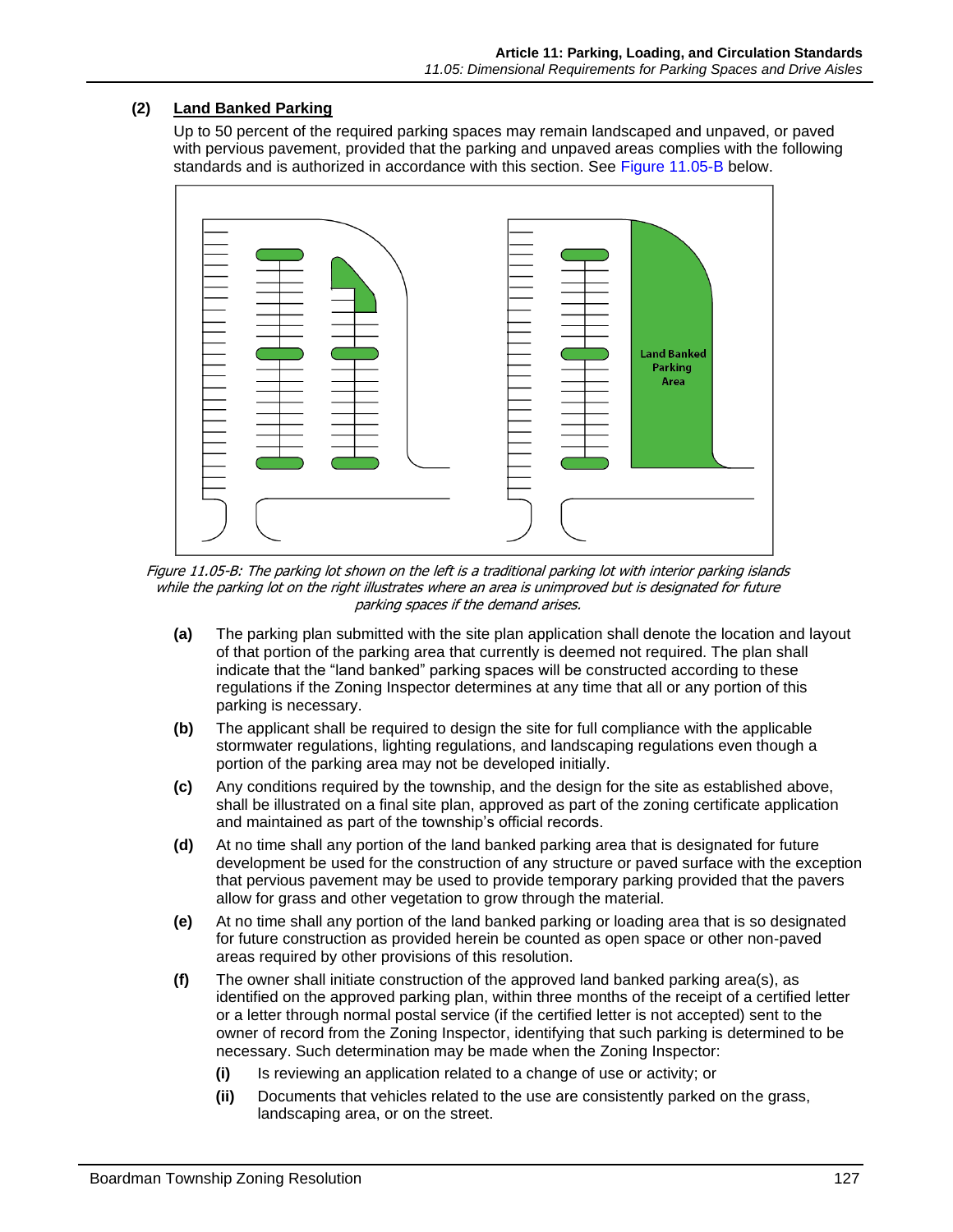### (2) Land Banked Parking

Up to 50 percent of the required parking spaces may remain landscaped and unpaved, or paved with pervious pavement, provided that the parking and unpaved areas complies with the following standards and is authorized in accordance with this section. See Figure 11.05-B below.

*Figure 11.05-B: The parking lot shown on the left is a traditional parking lot with interior parking islands while the parking lot on the right illustrates where an area is unimproved but is designated for future parking spaces if the demand arises.*

**(a)** The parking plan submitted with the site plan application shall denote the location and layout of that portion of the parking area that currently is deemed not required. The plan shall indicate that the "land banked" parking spaces will be constructed according to these regulations if the Zoning Inspector determines at any time that all or any portion of this parking is necessary.

**(b)** The applicant shall be required to design the site for full compliance with the applicable stormwater regulations, lighting regulations, and landscaping regulations even though a portion of the parking area may not be developed initially.

**(c)** Any conditions required by the township, and the design for the site as established above, shall be illustrated on a final site plan, approved as part of the zoning certificate application and maintained as part of the township's official records.

**(d)** At no time shall any portion of the land banked parking area that is designated for future development be used for the construction of any structure or paved surface with the exception that pervious pavement may be used to provide temporary parking provided that the pavers allow for grass and other vegetation to grow through the material.

**(e)** At no time shall any portion of the land banked parking or loading area that is so designated for future construction as provided herein be counted as open space or other non-paved areas required by other provisions of this resolution.

**(f)** The owner shall initiate construction of the approved land banked parking area(s), as identified on the approved parking plan, within three months of the receipt of a certified letter or a letter through normal postal service (if the certified letter is not accepted) sent to the owner of record from the Zoning Inspector, identifying that such parking is determined to be necessary. Such determination may be made when the Zoning Inspector:

- **(i)** Is reviewing an application related to a change of use or activity; or
- **(ii)** Documents that vehicles related to the use are consistently parked on the grass, landscaping area, or on the street.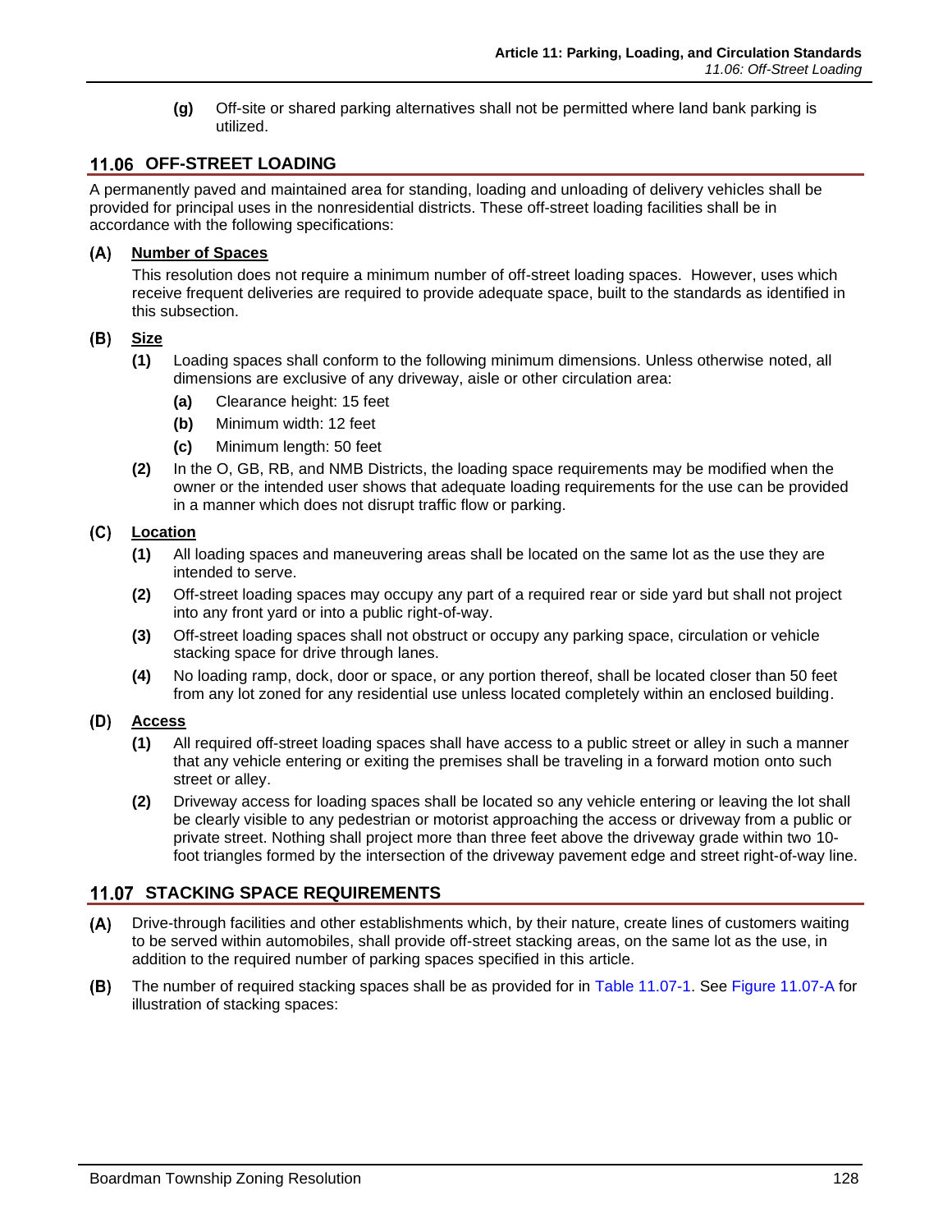**(g)** Off-site or shared parking alternatives shall not be permitted where land bank parking is utilized.

## 11.06 OFF-STREET LOADING

A permanently paved and maintained area for standing, loading and unloading of delivery vehicles shall be provided for principal uses in the nonresidential districts. These off-street loading facilities shall be in accordance with the following specifications:

### (A) Number of Spaces

This resolution does not require a minimum number of off-street loading spaces. However, uses which receive frequent deliveries are required to provide adequate space, built to the standards as identified in this subsection.

### (B) Size

**(1)** Loading spaces shall conform to the following minimum dimensions. Unless otherwise noted, all dimensions are exclusive of any driveway, aisle or other circulation area:

- **(a)** Clearance height: 15 feet
- **(b)** Minimum width: 12 feet
- **(c)** Minimum length: 50 feet

**(2)** In the O, GB, RB, and NMB Districts, the loading space requirements may be modified when the owner or the intended user shows that adequate loading requirements for the use can be provided in a manner which does not disrupt traffic flow or parking.

### (C) Location

**(1)** All loading spaces and maneuvering areas shall be located on the same lot as the use they are intended to serve.

**(2)** Off-street loading spaces may occupy any part of a required rear or side yard but shall not project into any front yard or into a public right-of-way.

**(3)** Off-street loading spaces shall not obstruct or occupy any parking space, circulation or vehicle stacking space for drive through lanes.

**(4)** No loading ramp, dock, door or space, or any portion thereof, shall be located closer than 50 feet from any lot zoned for any residential use unless located completely within an enclosed building.

### (D) Access

**(1)** All required off-street loading spaces shall have access to a public street or alley in such a manner that any vehicle entering or exiting the premises shall be traveling in a forward motion onto such street or alley.

**(2)** Driveway access for loading spaces shall be located so any vehicle entering or leaving the lot shall be clearly visible to any pedestrian or motorist approaching the access or driveway from a public or private street. Nothing shall project more than three feet above the driveway grade within two 10-foot triangles formed by the intersection of the driveway pavement edge and street right-of-way line.

## 11.07 STACKING SPACE REQUIREMENTS

**(A)** Drive-through facilities and other establishments which, by their nature, create lines of customers waiting to be served within automobiles, shall provide off-street stacking areas, on the same lot as the use, in addition to the required number of parking spaces specified in this article.

**(B)** The number of required stacking spaces shall be as provided for in Table 11.07-1. See Figure 11.07-A for illustration of stacking spaces: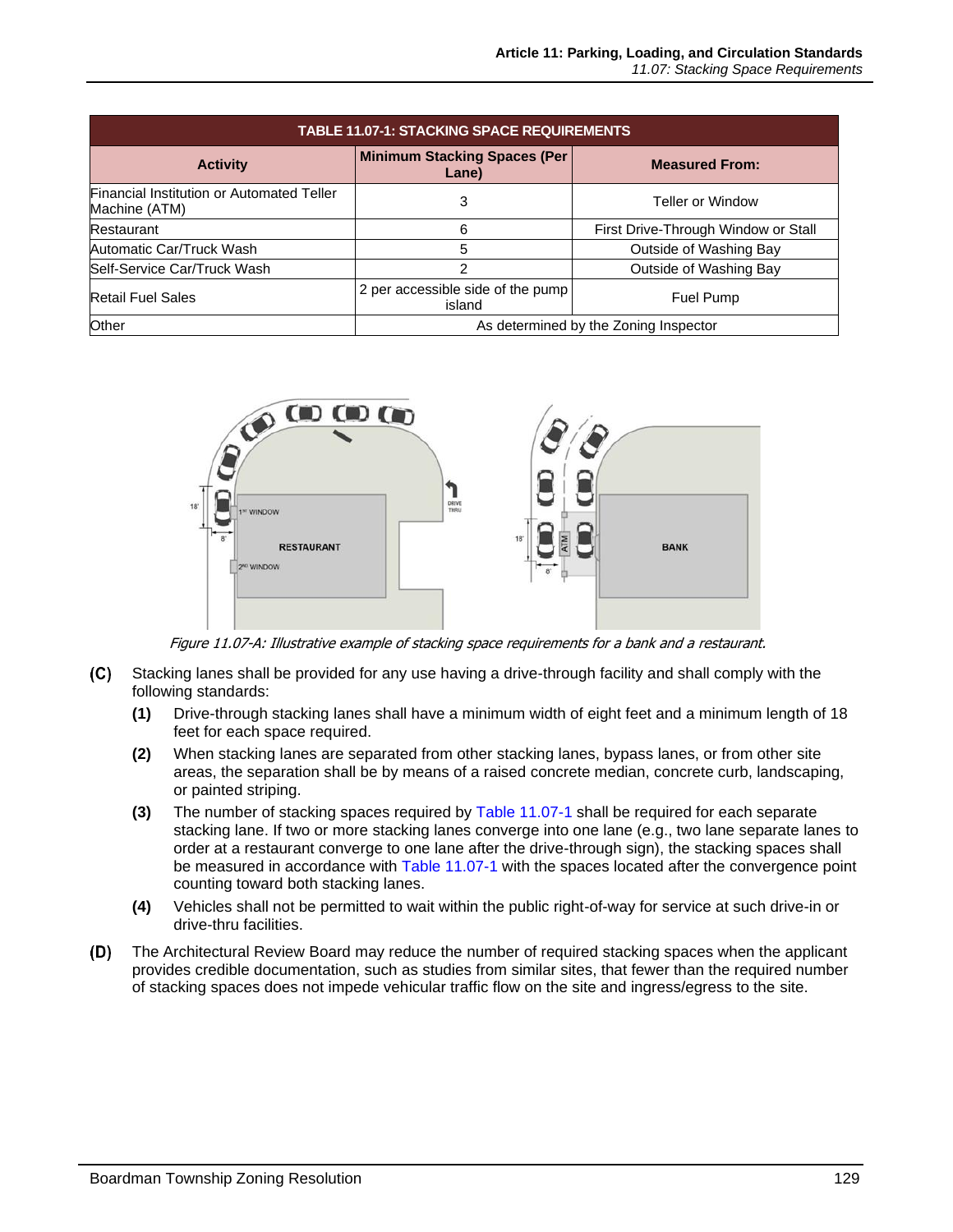| TABLE 11.07-1: STACKING SPACE REQUIREMENTS | | |
|---|---|---|
| **Activity** | **Minimum Stacking Spaces (Per Lane)** | **Measured From:** |
| Financial Institution or Automated Teller Machine (ATM) | 3 | Teller or Window |
| Restaurant | 6 | First Drive-Through Window or Stall |
| Automatic Car/Truck Wash | 5 | Outside of Washing Bay |
| Self-Service Car/Truck Wash | 2 | Outside of Washing Bay |
| Retail Fuel Sales | 2 per accessible side of the pump island | Fuel Pump |
| Other | As determined by the Zoning Inspector | |

*Figure 11.07-A: Illustrative example of stacking space requirements for a bank and a restaurant.*

**(C)** Stacking lanes shall be provided for any use having a drive-through facility and shall comply with the following standards:

**(1)** Drive-through stacking lanes shall have a minimum width of eight feet and a minimum length of 18 feet for each space required.

**(2)** When stacking lanes are separated from other stacking lanes, bypass lanes, or from other site areas, the separation shall be by means of a raised concrete median, concrete curb, landscaping, or painted striping.

**(3)** The number of stacking spaces required by Table 11.07-1 shall be required for each separate stacking lane. If two or more stacking lanes converge into one lane (e.g., two lane separate lanes to order at a restaurant converge to one lane after the drive-through sign), the stacking spaces shall be measured in accordance with Table 11.07-1 with the spaces located after the convergence point counting toward both stacking lanes.

**(4)** Vehicles shall not be permitted to wait within the public right-of-way for service at such drive-in or drive-thru facilities.

**(D)** The Architectural Review Board may reduce the number of required stacking spaces when the applicant provides credible documentation, such as studies from similar sites, that fewer than the required number of stacking spaces does not impede vehicular traffic flow on the site and ingress/egress to the site.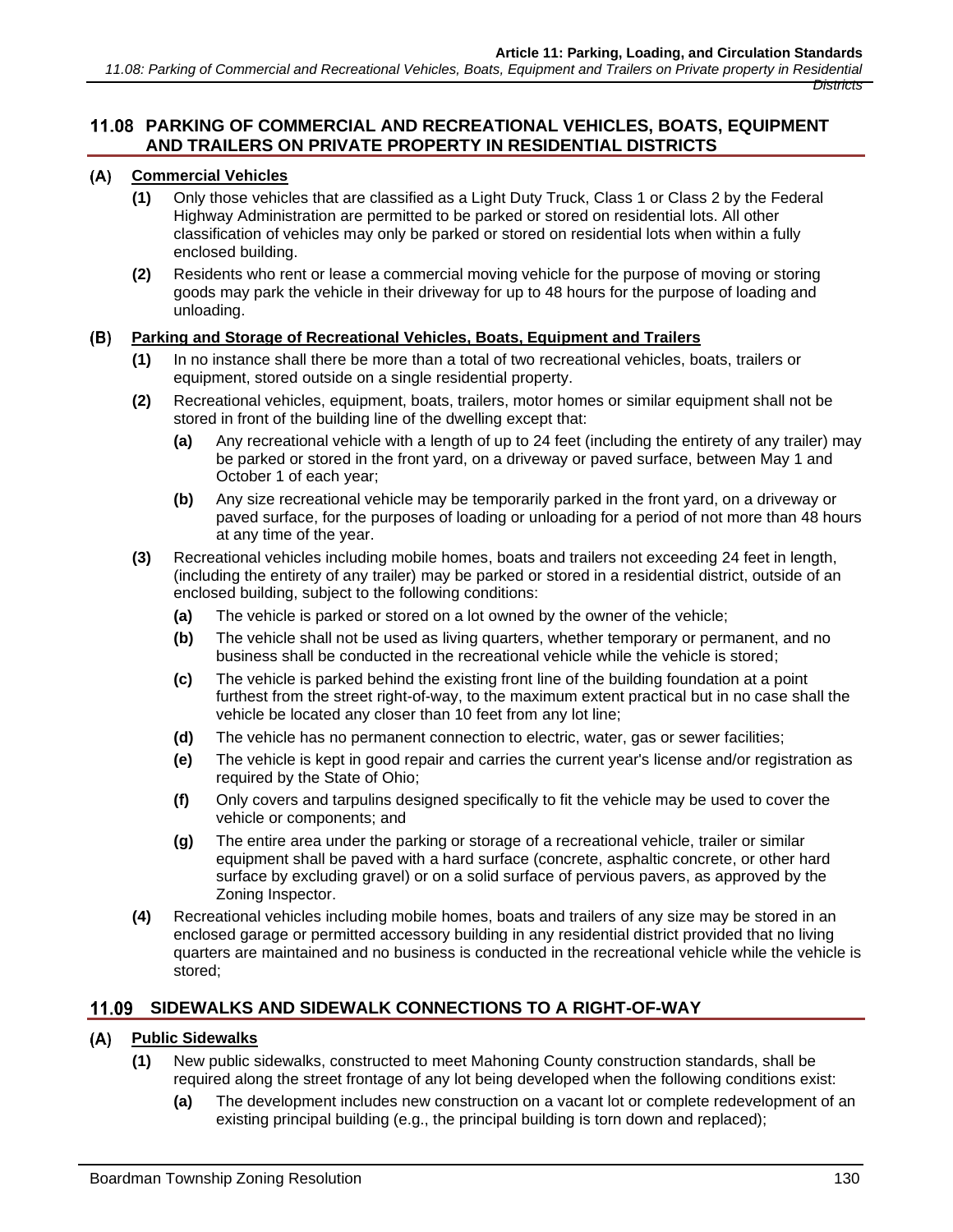## 11.08 PARKING OF COMMERCIAL AND RECREATIONAL VEHICLES, BOATS, EQUIPMENT AND TRAILERS ON PRIVATE PROPERTY IN RESIDENTIAL DISTRICTS

### (A) Commercial Vehicles

**(1)** Only those vehicles that are classified as a Light Duty Truck, Class 1 or Class 2 by the Federal Highway Administration are permitted to be parked or stored on residential lots. All other classification of vehicles may only be parked or stored on residential lots when within a fully enclosed building.

**(2)** Residents who rent or lease a commercial moving vehicle for the purpose of moving or storing goods may park the vehicle in their driveway for up to 48 hours for the purpose of loading and unloading.

### (B) Parking and Storage of Recreational Vehicles, Boats, Equipment and Trailers

**(1)** In no instance shall there be more than a total of two recreational vehicles, boats, trailers or equipment, stored outside on a single residential property.

**(2)** Recreational vehicles, equipment, boats, trailers, motor homes or similar equipment shall not be stored in front of the building line of the dwelling except that:

- **(a)** Any recreational vehicle with a length of up to 24 feet (including the entirety of any trailer) may be parked or stored in the front yard, on a driveway or paved surface, between May 1 and October 1 of each year;
- **(b)** Any size recreational vehicle may be temporarily parked in the front yard, on a driveway or paved surface, for the purposes of loading or unloading for a period of not more than 48 hours at any time of the year.

**(3)** Recreational vehicles including mobile homes, boats and trailers not exceeding 24 feet in length, (including the entirety of any trailer) may be parked or stored in a residential district, outside of an enclosed building, subject to the following conditions:

- **(a)** The vehicle is parked or stored on a lot owned by the owner of the vehicle;
- **(b)** The vehicle shall not be used as living quarters, whether temporary or permanent, and no business shall be conducted in the recreational vehicle while the vehicle is stored;
- **(c)** The vehicle is parked behind the existing front line of the building foundation at a point furthest from the street right-of-way, to the maximum extent practical but in no case shall the vehicle be located any closer than 10 feet from any lot line;
- **(d)** The vehicle has no permanent connection to electric, water, gas or sewer facilities;
- **(e)** The vehicle is kept in good repair and carries the current year's license and/or registration as required by the State of Ohio;
- **(f)** Only covers and tarpulins designed specifically to fit the vehicle may be used to cover the vehicle or components; and
- **(g)** The entire area under the parking or storage of a recreational vehicle, trailer or similar equipment shall be paved with a hard surface (concrete, asphaltic concrete, or other hard surface by excluding gravel) or on a solid surface of pervious pavers, as approved by the Zoning Inspector.

**(4)** Recreational vehicles including mobile homes, boats and trailers of any size may be stored in an enclosed garage or permitted accessory building in any residential district provided that no living quarters are maintained and no business is conducted in the recreational vehicle while the vehicle is stored;

## 11.09 SIDEWALKS AND SIDEWALK CONNECTIONS TO A RIGHT-OF-WAY

### (A) Public Sidewalks

**(1)** New public sidewalks, constructed to meet Mahoning County construction standards, shall be required along the street frontage of any lot being developed when the following conditions exist:

- **(a)** The development includes new construction on a vacant lot or complete redevelopment of an existing principal building (e.g., the principal building is torn down and replaced);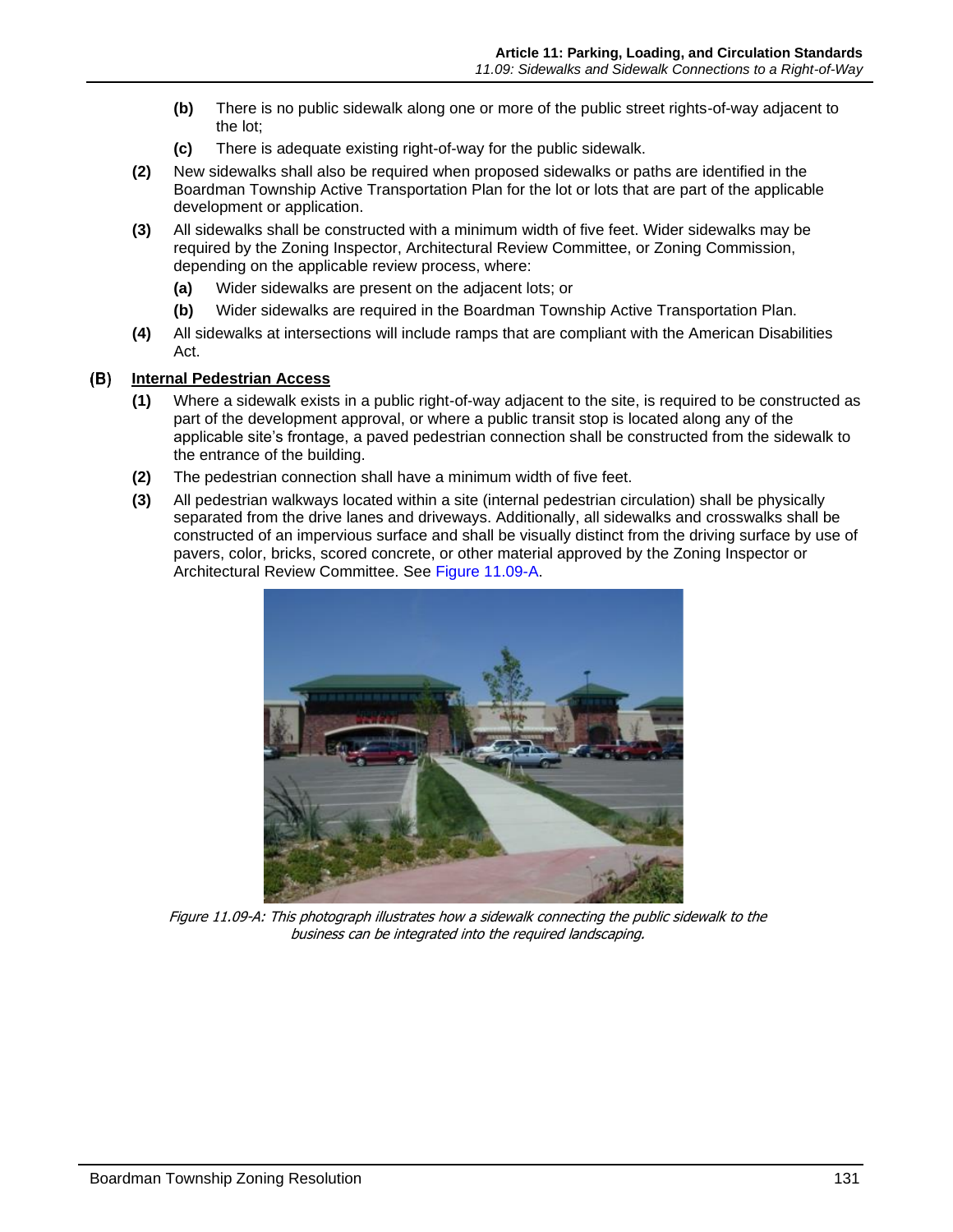**(b)** There is no public sidewalk along one or more of the public street rights-of-way adjacent to the lot;

**(c)** There is adequate existing right-of-way for the public sidewalk.

**(2)** New sidewalks shall also be required when proposed sidewalks or paths are identified in the Boardman Township Active Transportation Plan for the lot or lots that are part of the applicable development or application.

**(3)** All sidewalks shall be constructed with a minimum width of five feet. Wider sidewalks may be required by the Zoning Inspector, Architectural Review Committee, or Zoning Commission, depending on the applicable review process, where:

**(a)** Wider sidewalks are present on the adjacent lots; or

**(b)** Wider sidewalks are required in the Boardman Township Active Transportation Plan.

**(4)** All sidewalks at intersections will include ramps that are compliant with the American Disabilities Act.

**(B)** **Internal Pedestrian Access**

**(1)** Where a sidewalk exists in a public right-of-way adjacent to the site, is required to be constructed as part of the development approval, or where a public transit stop is located along any of the applicable site's frontage, a paved pedestrian connection shall be constructed from the sidewalk to the entrance of the building.

**(2)** The pedestrian connection shall have a minimum width of five feet.

**(3)** All pedestrian walkways located within a site (internal pedestrian circulation) shall be physically separated from the drive lanes and driveways. Additionally, all sidewalks and crosswalks shall be constructed of an impervious surface and shall be visually distinct from the driving surface by use of pavers, color, bricks, scored concrete, or other material approved by the Zoning Inspector or Architectural Review Committee. See Figure 11.09-A.

*Figure 11.09-A: This photograph illustrates how a sidewalk connecting the public sidewalk to the business can be integrated into the required landscaping.*